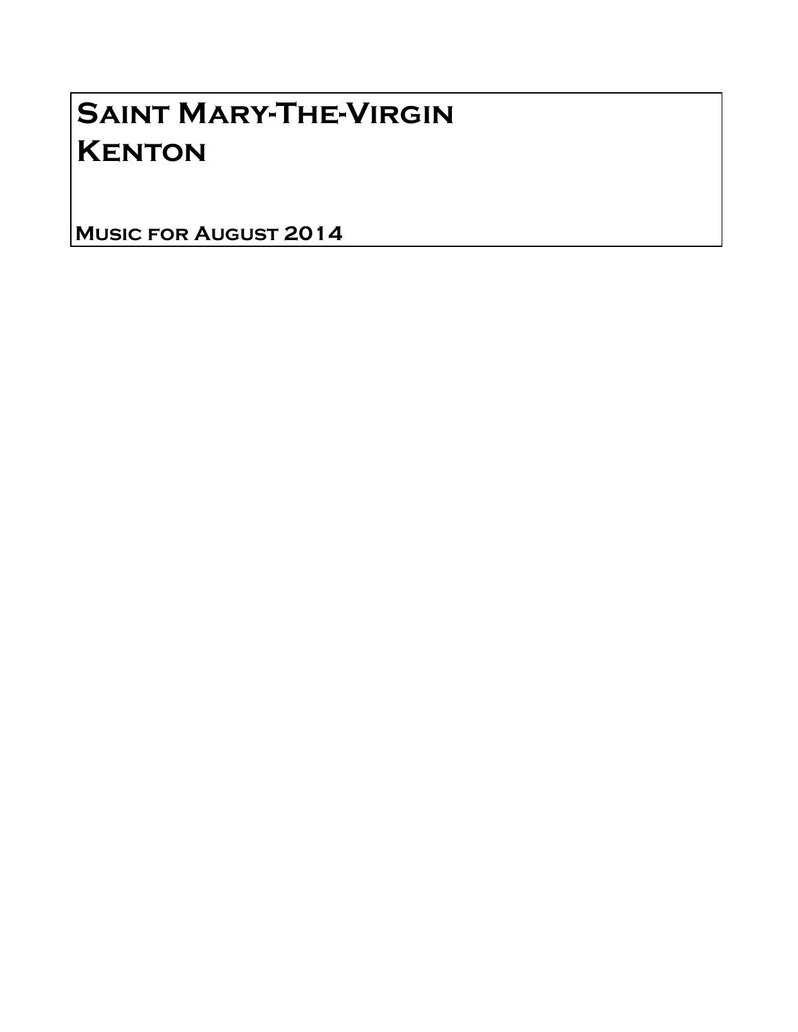# Saint Mary-The-Virgin
# Kenton

**Music for August 2014**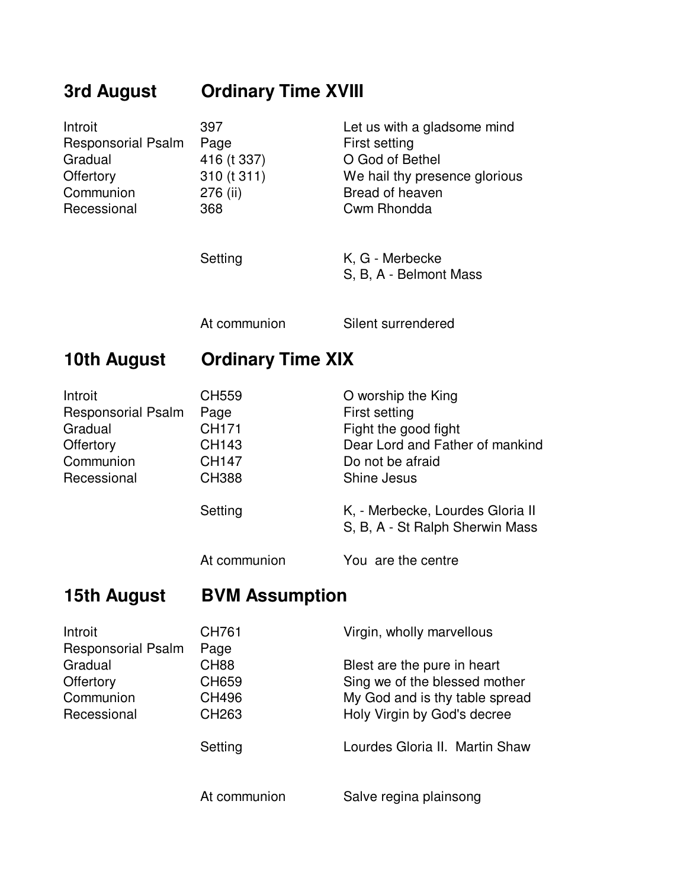## 3rd August — Ordinary Time XVIII

| | | |
|---|---|---|
| Introit | 397 | Let us with a gladsome mind |
| Responsorial Psalm | Page | First setting |
| Gradual | 416 (t 337) | O God of Bethel |
| Offertory | 310 (t 311) | We hail thy presence glorious |
| Communion | 276 (ii) | Bread of heaven |
| Recessional | 368 | Cwm Rhondda |
| | Setting | K, G - Merbecke<br>S, B, A - Belmont Mass |
| | At communion | Silent surrendered |

## 10th August — Ordinary Time XIX

| | | |
|---|---|---|
| Introit | CH559 | O worship the King |
| Responsorial Psalm | Page | First setting |
| Gradual | CH171 | Fight the good fight |
| Offertory | CH143 | Dear Lord and Father of mankind |
| Communion | CH147 | Do not be afraid |
| Recessional | CH388 | Shine Jesus |
| | Setting | K, - Merbecke, Lourdes Gloria II<br>S, B, A - St Ralph Sherwin Mass |
| | At communion | You are the centre |

## 15th August — BVM Assumption

| | | |
|---|---|---|
| Introit | CH761 | Virgin, wholly marvellous |
| Responsorial Psalm | Page | |
| Gradual | CH88 | Blest are the pure in heart |
| Offertory | CH659 | Sing we of the blessed mother |
| Communion | CH496 | My God and is thy table spread |
| Recessional | CH263 | Holy Virgin by God's decree |
| | Setting | Lourdes Gloria II. Martin Shaw |
| | At communion | Salve regina plainsong |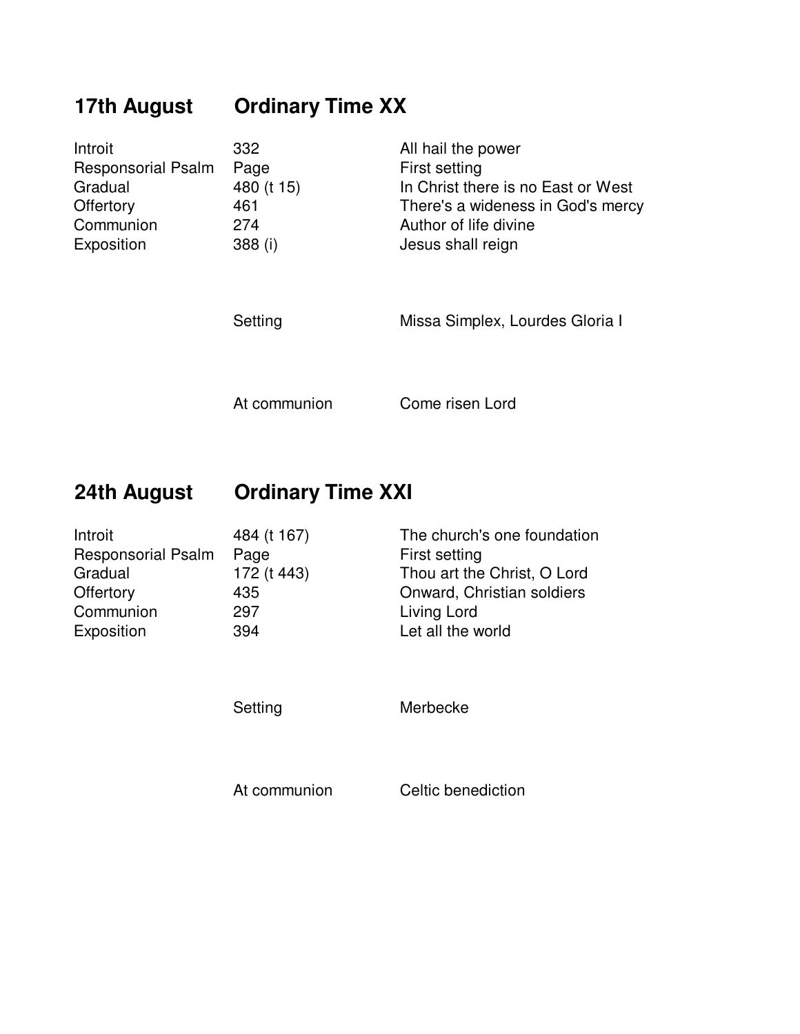## 17th August — Ordinary Time XX

| | | |
|---|---|---|
| Introit | 332 | All hail the power |
| Responsorial Psalm | Page | First setting |
| Gradual | 480 (t 15) | In Christ there is no East or West |
| Offertory | 461 | There's a wideness in God's mercy |
| Communion | 274 | Author of life divine |
| Exposition | 388 (i) | Jesus shall reign |

| | | |
|---|---|---|
| | Setting | Missa Simplex, Lourdes Gloria I |
| | At communion | Come risen Lord |

## 24th August — Ordinary Time XXI

| | | |
|---|---|---|
| Introit | 484 (t 167) | The church's one foundation |
| Responsorial Psalm | Page | First setting |
| Gradual | 172 (t 443) | Thou art the Christ, O Lord |
| Offertory | 435 | Onward, Christian soldiers |
| Communion | 297 | Living Lord |
| Exposition | 394 | Let all the world |

| | | |
|---|---|---|
| | Setting | Merbecke |
| | At communion | Celtic benediction |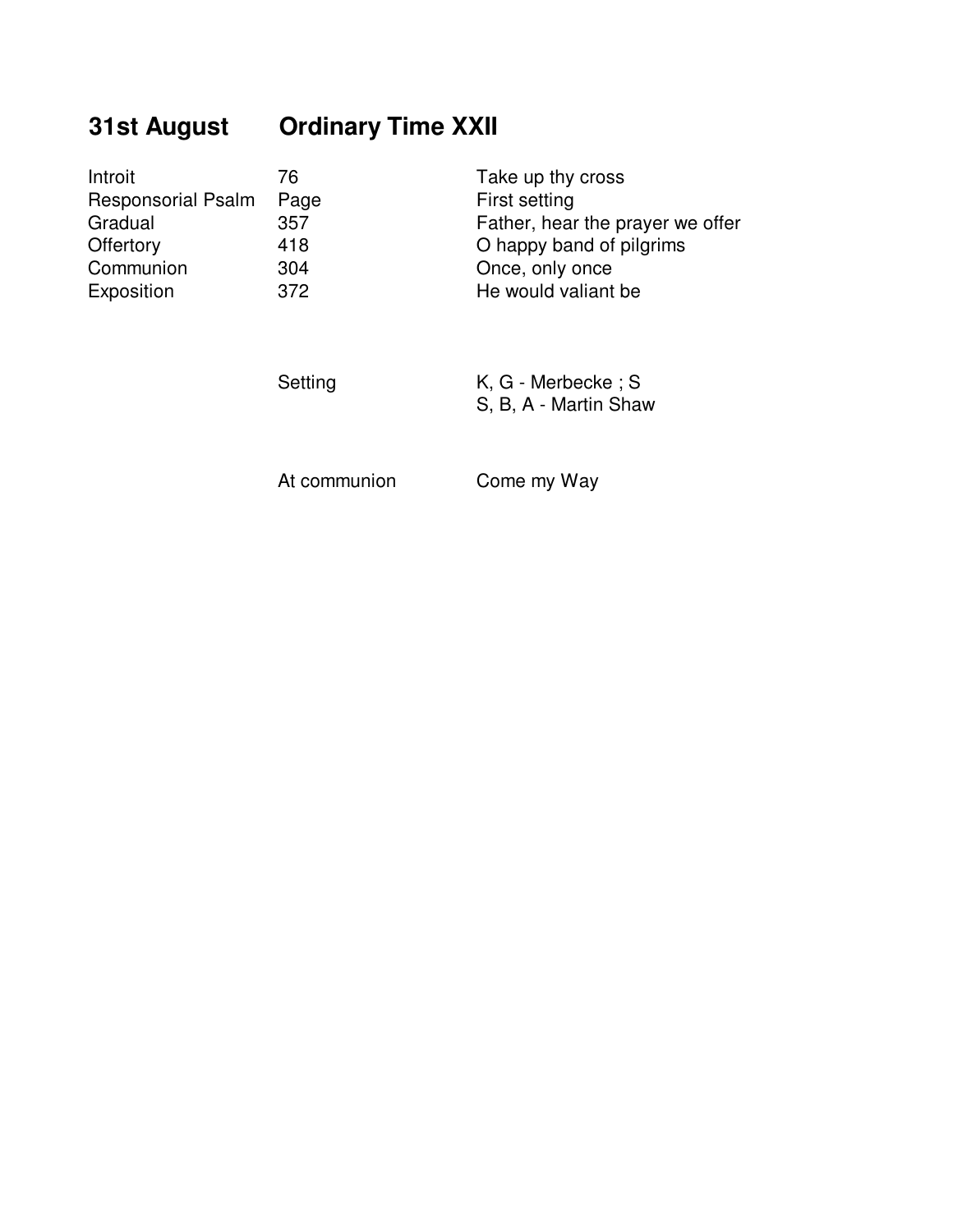## 31st August Ordinary Time XXII

| | | |
|---|---|---|
| Introit | 76 | Take up thy cross |
| Responsorial Psalm | Page | First setting |
| Gradual | 357 | Father, hear the prayer we offer |
| Offertory | 418 | O happy band of pilgrims |
| Communion | 304 | Once, only once |
| Exposition | 372 | He would valiant be |

Setting — K, G - Merbecke ; S
S, B, A - Martin Shaw

At communion — Come my Way